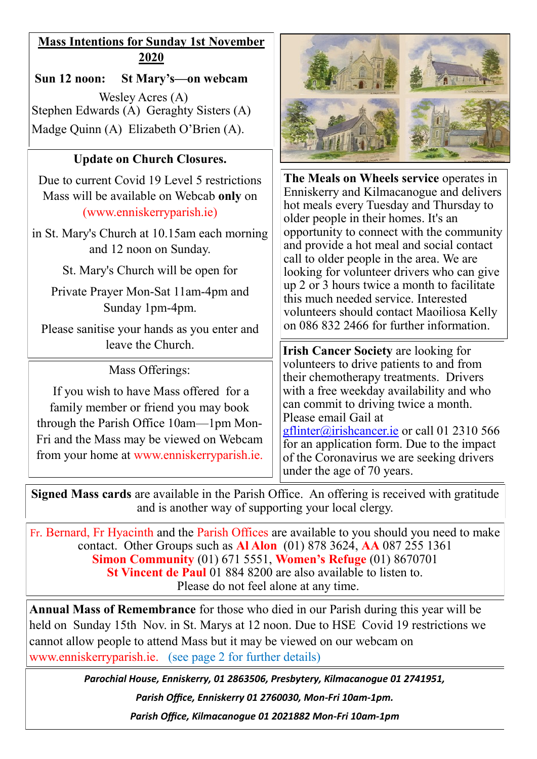## Mass Intentions for Sunday 1st November 2020

**Sun 12 noon: St Mary's—on webcam**

Wesley Acres (A)
Stephen Edwards (A) Geraghty Sisters (A)
Madge Quinn (A) Elizabeth O'Brien (A).

### Update on Church Closures.

Due to current Covid 19 Level 5 restrictions Mass will be available on Webcab **only** on (www.enniskerryparish.ie)

in St. Mary's Church at 10.15am each morning and 12 noon on Sunday.

St. Mary's Church will be open for

Private Prayer Mon-Sat 11am-4pm and Sunday 1pm-4pm.

Please sanitise your hands as you enter and leave the Church.

Mass Offerings:

If you wish to have Mass offered for a family member or friend you may book through the Parish Office 10am—1pm Mon-Fri and the Mass may be viewed on Webcam from your home at www.enniskerryparish.ie.

**The Meals on Wheels service** operates in Enniskerry and Kilmacanogue and delivers hot meals every Tuesday and Thursday to older people in their homes. It's an opportunity to connect with the community and provide a hot meal and social contact call to older people in the area. We are looking for volunteer drivers who can give up 2 or 3 hours twice a month to facilitate this much needed service. Interested volunteers should contact Maoiliosa Kelly on 086 832 2466 for further information.

**Irish Cancer Society** are looking for volunteers to drive patients to and from their chemotherapy treatments. Drivers with a free weekday availability and who can commit to driving twice a month. Please email Gail at gflinter@irishcancer.ie or call 01 2310 566 for an application form. Due to the impact of the Coronavirus we are seeking drivers under the age of 70 years.

**Signed Mass cards** are available in the Parish Office. An offering is received with gratitude and is another way of supporting your local clergy.

Fr. Bernard, Fr Hyacinth and the Parish Offices are available to you should you need to make contact. Other Groups such as **Al Alon** (01) 878 3624, **AA** 087 255 1361 **Simon Community** (01) 671 5551, **Women's Refuge** (01) 8670701 **St Vincent de Paul** 01 884 8200 are also available to listen to. Please do not feel alone at any time.

**Annual Mass of Remembrance** for those who died in our Parish during this year will be held on Sunday 15th Nov. in St. Marys at 12 noon. Due to HSE Covid 19 restrictions we cannot allow people to attend Mass but it may be viewed on our webcam on www.enniskerryparish.ie. (see page 2 for further details)

***Parochial House, Enniskerry, 01 2863506, Presbytery, Kilmacanogue 01 2741951,***

***Parish Office, Enniskerry 01 2760030, Mon-Fri 10am-1pm.***

***Parish Office, Kilmacanogue 01 2021882 Mon-Fri 10am-1pm***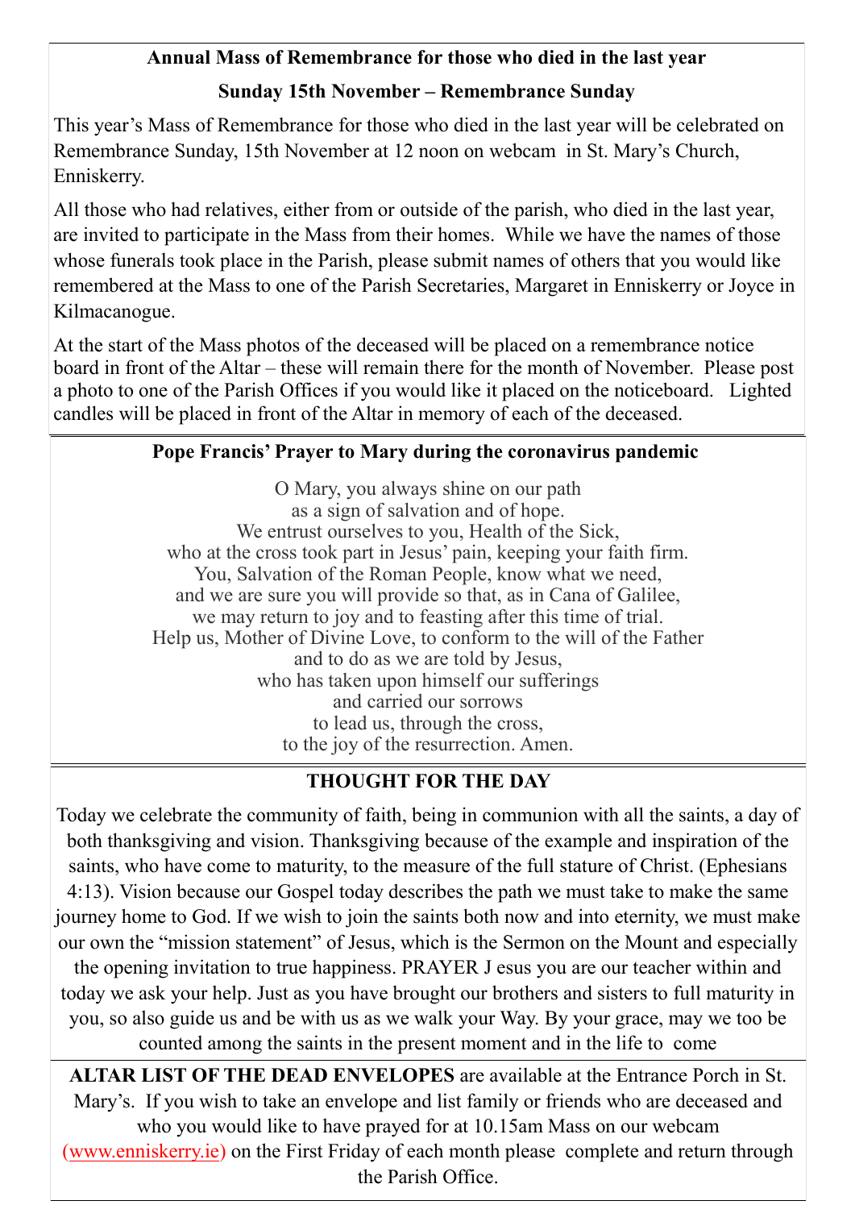## Annual Mass of Remembrance for those who died in the last year

### Sunday 15th November – Remembrance Sunday

This year's Mass of Remembrance for those who died in the last year will be celebrated on Remembrance Sunday, 15th November at 12 noon on webcam in St. Mary's Church, Enniskerry.

All those who had relatives, either from or outside of the parish, who died in the last year, are invited to participate in the Mass from their homes. While we have the names of those whose funerals took place in the Parish, please submit names of others that you would like remembered at the Mass to one of the Parish Secretaries, Margaret in Enniskerry or Joyce in Kilmacanogue.

At the start of the Mass photos of the deceased will be placed on a remembrance notice board in front of the Altar – these will remain there for the month of November. Please post a photo to one of the Parish Offices if you would like it placed on the noticeboard. Lighted candles will be placed in front of the Altar in memory of each of the deceased.

## Pope Francis' Prayer to Mary during the coronavirus pandemic

O Mary, you always shine on our path
as a sign of salvation and of hope.
We entrust ourselves to you, Health of the Sick,
who at the cross took part in Jesus' pain, keeping your faith firm.
You, Salvation of the Roman People, know what we need,
and we are sure you will provide so that, as in Cana of Galilee,
we may return to joy and to feasting after this time of trial.
Help us, Mother of Divine Love, to conform to the will of the Father
and to do as we are told by Jesus,
who has taken upon himself our sufferings
and carried our sorrows
to lead us, through the cross,
to the joy of the resurrection. Amen.

## THOUGHT FOR THE DAY

Today we celebrate the community of faith, being in communion with all the saints, a day of both thanksgiving and vision. Thanksgiving because of the example and inspiration of the saints, who have come to maturity, to the measure of the full stature of Christ. (Ephesians 4:13). Vision because our Gospel today describes the path we must take to make the same journey home to God. If we wish to join the saints both now and into eternity, we must make our own the "mission statement" of Jesus, which is the Sermon on the Mount and especially the opening invitation to true happiness. PRAYER J esus you are our teacher within and today we ask your help. Just as you have brought our brothers and sisters to full maturity in you, so also guide us and be with us as we walk your Way. By your grace, may we too be counted among the saints in the present moment and in the life to come

**ALTAR LIST OF THE DEAD ENVELOPES** are available at the Entrance Porch in St. Mary's. If you wish to take an envelope and list family or friends who are deceased and who you would like to have prayed for at 10.15am Mass on our webcam (www.enniskerry.ie) on the First Friday of each month please complete and return through the Parish Office.